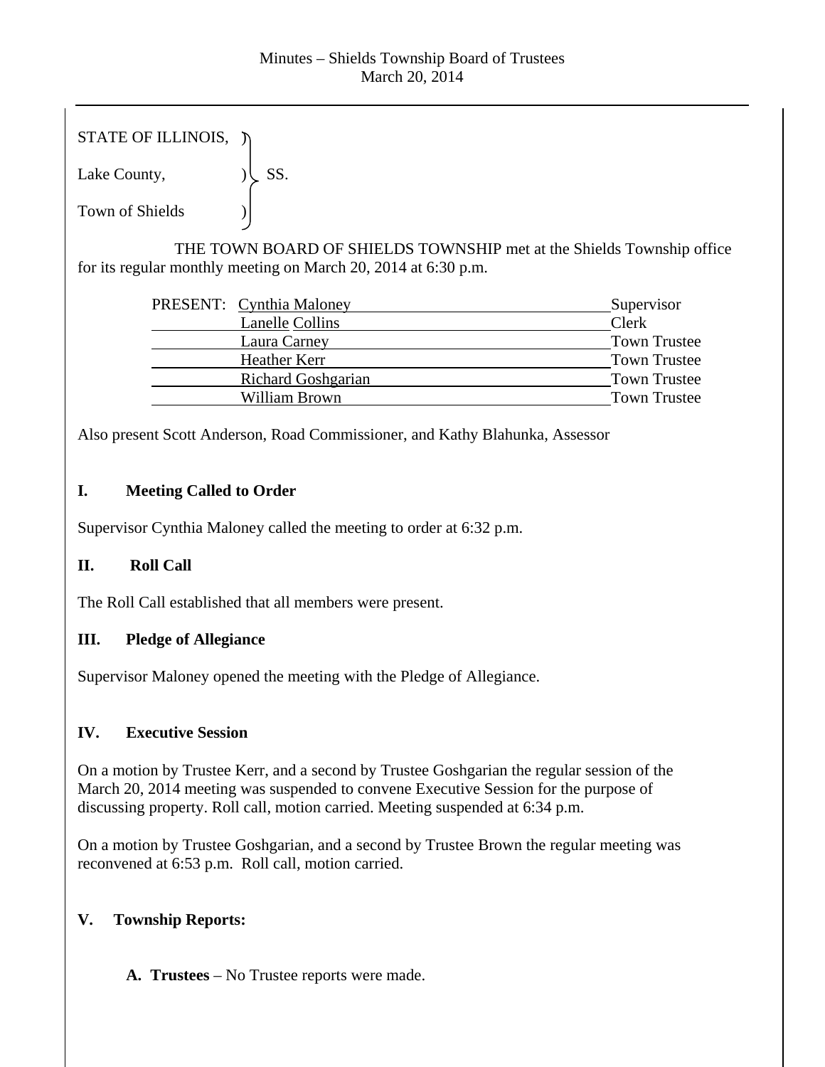# Minutes – Shields Township Board of Trustees
March 20, 2014

STATE OF ILLINOIS, )
Lake County, ) SS.
Town of Shields )

THE TOWN BOARD OF SHIELDS TOWNSHIP met at the Shields Township office for its regular monthly meeting on March 20, 2014 at 6:30 p.m.

| PRESENT: | | |
|---|---|---|
| | Cynthia Maloney | Supervisor |
| | Lanelle Collins | Clerk |
| | Laura Carney | Town Trustee |
| | Heather Kerr | Town Trustee |
| | Richard Goshgarian | Town Trustee |
| | William Brown | Town Trustee |

Also present Scott Anderson, Road Commissioner, and Kathy Blahunka, Assessor

## I. Meeting Called to Order

Supervisor Cynthia Maloney called the meeting to order at 6:32 p.m.

## II. Roll Call

The Roll Call established that all members were present.

## III. Pledge of Allegiance

Supervisor Maloney opened the meeting with the Pledge of Allegiance.

## IV. Executive Session

On a motion by Trustee Kerr, and a second by Trustee Goshgarian the regular session of the March 20, 2014 meeting was suspended to convene Executive Session for the purpose of discussing property. Roll call, motion carried. Meeting suspended at 6:34 p.m.

On a motion by Trustee Goshgarian, and a second by Trustee Brown the regular meeting was reconvened at 6:53 p.m. Roll call, motion carried.

## V. Township Reports:

**A. Trustees** – No Trustee reports were made.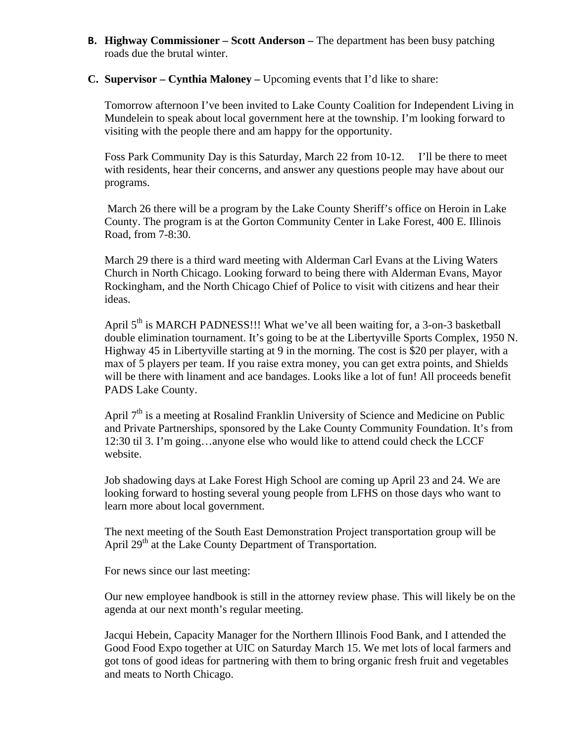**B. Highway Commissioner – Scott Anderson –** The department has been busy patching roads due the brutal winter.

**C. Supervisor – Cynthia Maloney –** Upcoming events that I'd like to share:

Tomorrow afternoon I've been invited to Lake County Coalition for Independent Living in Mundelein to speak about local government here at the township. I'm looking forward to visiting with the people there and am happy for the opportunity.

Foss Park Community Day is this Saturday, March 22 from 10-12. I'll be there to meet with residents, hear their concerns, and answer any questions people may have about our programs.

March 26 there will be a program by the Lake County Sheriff's office on Heroin in Lake County. The program is at the Gorton Community Center in Lake Forest, 400 E. Illinois Road, from 7-8:30.

March 29 there is a third ward meeting with Alderman Carl Evans at the Living Waters Church in North Chicago. Looking forward to being there with Alderman Evans, Mayor Rockingham, and the North Chicago Chief of Police to visit with citizens and hear their ideas.

April 5th is MARCH PADNESS!!! What we've all been waiting for, a 3-on-3 basketball double elimination tournament. It's going to be at the Libertyville Sports Complex, 1950 N. Highway 45 in Libertyville starting at 9 in the morning. The cost is $20 per player, with a max of 5 players per team. If you raise extra money, you can get extra points, and Shields will be there with linament and ace bandages. Looks like a lot of fun! All proceeds benefit PADS Lake County.

April 7th is a meeting at Rosalind Franklin University of Science and Medicine on Public and Private Partnerships, sponsored by the Lake County Community Foundation. It's from 12:30 til 3. I'm going…anyone else who would like to attend could check the LCCF website.

Job shadowing days at Lake Forest High School are coming up April 23 and 24. We are looking forward to hosting several young people from LFHS on those days who want to learn more about local government.

The next meeting of the South East Demonstration Project transportation group will be April 29th at the Lake County Department of Transportation.

For news since our last meeting:

Our new employee handbook is still in the attorney review phase. This will likely be on the agenda at our next month's regular meeting.

Jacqui Hebein, Capacity Manager for the Northern Illinois Food Bank, and I attended the Good Food Expo together at UIC on Saturday March 15. We met lots of local farmers and got tons of good ideas for partnering with them to bring organic fresh fruit and vegetables and meats to North Chicago.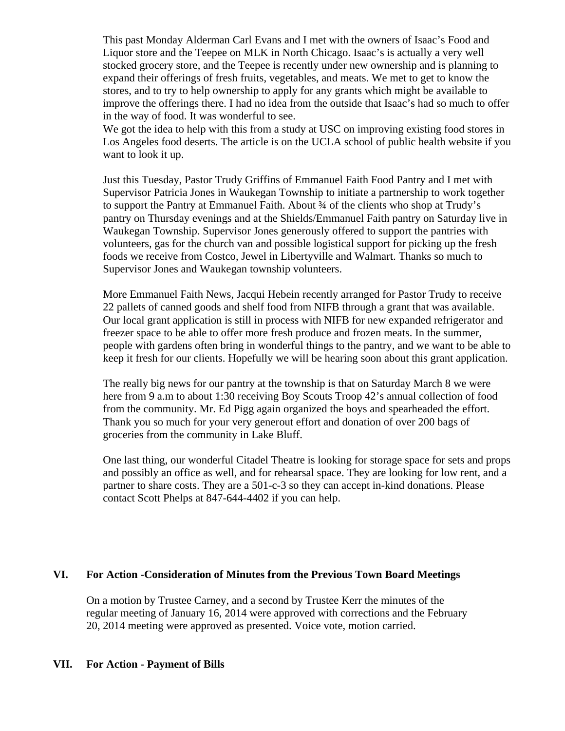This past Monday Alderman Carl Evans and I met with the owners of Isaac's Food and Liquor store and the Teepee on MLK in North Chicago. Isaac's is actually a very well stocked grocery store, and the Teepee is recently under new ownership and is planning to expand their offerings of fresh fruits, vegetables, and meats. We met to get to know the stores, and to try to help ownership to apply for any grants which might be available to improve the offerings there. I had no idea from the outside that Isaac's had so much to offer in the way of food. It was wonderful to see.
We got the idea to help with this from a study at USC on improving existing food stores in Los Angeles food deserts. The article is on the UCLA school of public health website if you want to look it up.

Just this Tuesday, Pastor Trudy Griffins of Emmanuel Faith Food Pantry and I met with Supervisor Patricia Jones in Waukegan Township to initiate a partnership to work together to support the Pantry at Emmanuel Faith. About ¾ of the clients who shop at Trudy's pantry on Thursday evenings and at the Shields/Emmanuel Faith pantry on Saturday live in Waukegan Township. Supervisor Jones generously offered to support the pantries with volunteers, gas for the church van and possible logistical support for picking up the fresh foods we receive from Costco, Jewel in Libertyville and Walmart. Thanks so much to Supervisor Jones and Waukegan township volunteers.

More Emmanuel Faith News, Jacqui Hebein recently arranged for Pastor Trudy to receive 22 pallets of canned goods and shelf food from NIFB through a grant that was available. Our local grant application is still in process with NIFB for new expanded refrigerator and freezer space to be able to offer more fresh produce and frozen meats. In the summer, people with gardens often bring in wonderful things to the pantry, and we want to be able to keep it fresh for our clients. Hopefully we will be hearing soon about this grant application.

The really big news for our pantry at the township is that on Saturday March 8 we were here from 9 a.m to about 1:30 receiving Boy Scouts Troop 42's annual collection of food from the community. Mr. Ed Pigg again organized the boys and spearheaded the effort. Thank you so much for your very generout effort and donation of over 200 bags of groceries from the community in Lake Bluff.

One last thing, our wonderful Citadel Theatre is looking for storage space for sets and props and possibly an office as well, and for rehearsal space. They are looking for low rent, and a partner to share costs. They are a 501-c-3 so they can accept in-kind donations. Please contact Scott Phelps at 847-644-4402 if you can help.

## VI. For Action -Consideration of Minutes from the Previous Town Board Meetings

On a motion by Trustee Carney, and a second by Trustee Kerr the minutes of the regular meeting of January 16, 2014 were approved with corrections and the February 20, 2014 meeting were approved as presented. Voice vote, motion carried.

## VII. For Action - Payment of Bills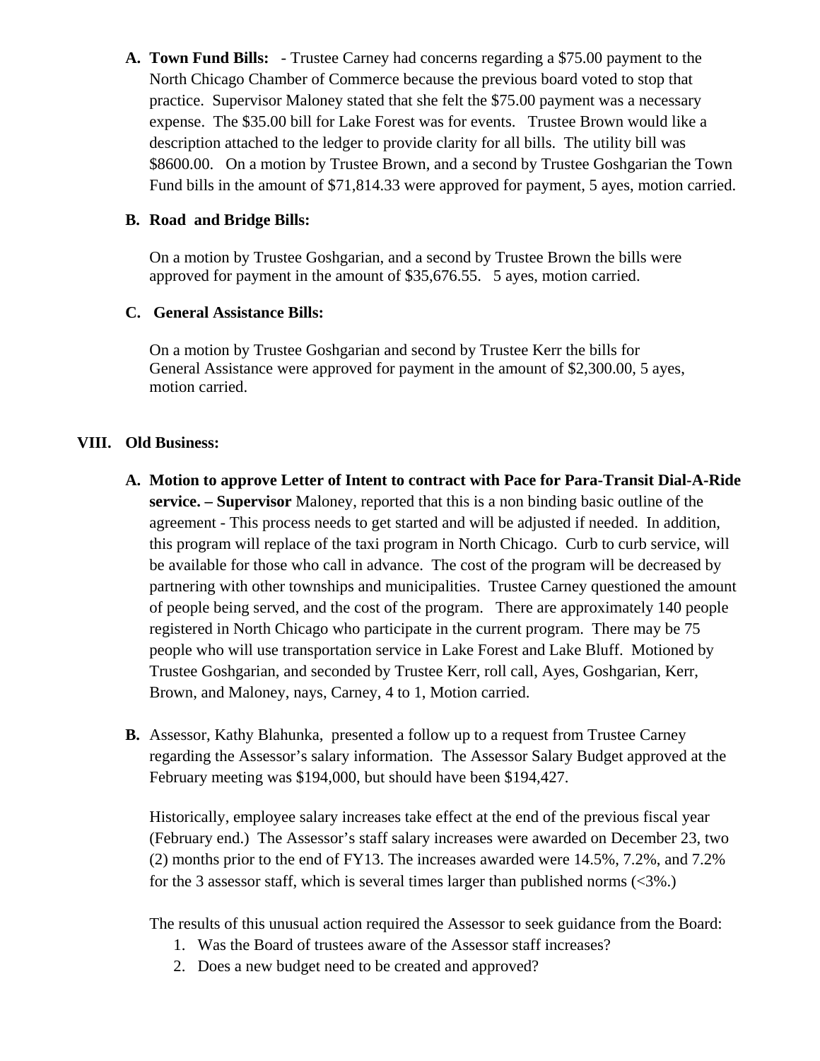A. **Town Fund Bills:** - Trustee Carney had concerns regarding a $75.00 payment to the North Chicago Chamber of Commerce because the previous board voted to stop that practice. Supervisor Maloney stated that she felt the $75.00 payment was a necessary expense. The $35.00 bill for Lake Forest was for events. Trustee Brown would like a description attached to the ledger to provide clarity for all bills. The utility bill was $8600.00. On a motion by Trustee Brown, and a second by Trustee Goshgarian the Town Fund bills in the amount of $71,814.33 were approved for payment, 5 ayes, motion carried.

B. **Road and Bridge Bills:**

   On a motion by Trustee Goshgarian, and a second by Trustee Brown the bills were approved for payment in the amount of $35,676.55. 5 ayes, motion carried.

C. **General Assistance Bills:**

   On a motion by Trustee Goshgarian and second by Trustee Kerr the bills for General Assistance were approved for payment in the amount of $2,300.00, 5 ayes, motion carried.

## VIII. Old Business:

A. **Motion to approve Letter of Intent to contract with Pace for Para-Transit Dial-A-Ride service. – Supervisor** Maloney, reported that this is a non binding basic outline of the agreement - This process needs to get started and will be adjusted if needed. In addition, this program will replace of the taxi program in North Chicago. Curb to curb service, will be available for those who call in advance. The cost of the program will be decreased by partnering with other townships and municipalities. Trustee Carney questioned the amount of people being served, and the cost of the program. There are approximately 140 people registered in North Chicago who participate in the current program. There may be 75 people who will use transportation service in Lake Forest and Lake Bluff. Motioned by Trustee Goshgarian, and seconded by Trustee Kerr, roll call, Ayes, Goshgarian, Kerr, Brown, and Maloney, nays, Carney, 4 to 1, Motion carried.

B. Assessor, Kathy Blahunka, presented a follow up to a request from Trustee Carney regarding the Assessor's salary information. The Assessor Salary Budget approved at the February meeting was $194,000, but should have been $194,427.

   Historically, employee salary increases take effect at the end of the previous fiscal year (February end.) The Assessor's staff salary increases were awarded on December 23, two (2) months prior to the end of FY13. The increases awarded were 14.5%, 7.2%, and 7.2% for the 3 assessor staff, which is several times larger than published norms (<3%.)

   The results of this unusual action required the Assessor to seek guidance from the Board:

   1. Was the Board of trustees aware of the Assessor staff increases?
   2. Does a new budget need to be created and approved?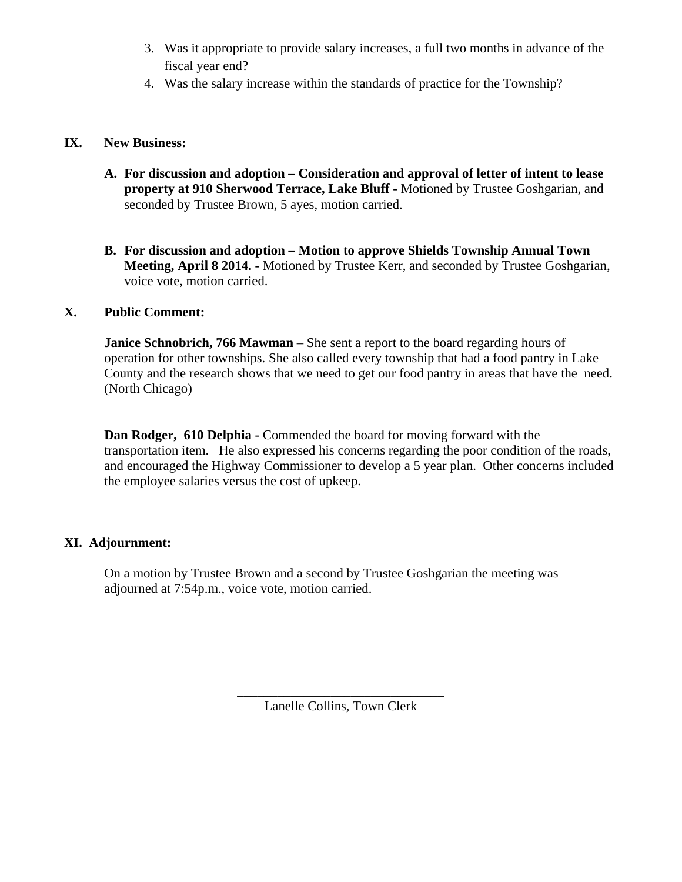3. Was it appropriate to provide salary increases, a full two months in advance of the fiscal year end?
4. Was the salary increase within the standards of practice for the Township?

## IX. New Business:

A. **For discussion and adoption – Consideration and approval of letter of intent to lease property at 910 Sherwood Terrace, Lake Bluff -** Motioned by Trustee Goshgarian, and seconded by Trustee Brown, 5 ayes, motion carried.

B. **For discussion and adoption – Motion to approve Shields Township Annual Town Meeting, April 8 2014. -** Motioned by Trustee Kerr, and seconded by Trustee Goshgarian, voice vote, motion carried.

## X. Public Comment:

**Janice Schnobrich, 766 Mawman** – She sent a report to the board regarding hours of operation for other townships. She also called every township that had a food pantry in Lake County and the research shows that we need to get our food pantry in areas that have the need. (North Chicago)

**Dan Rodger, 610 Delphia -** Commended the board for moving forward with the transportation item. He also expressed his concerns regarding the poor condition of the roads, and encouraged the Highway Commissioner to develop a 5 year plan. Other concerns included the employee salaries versus the cost of upkeep.

## XI. Adjournment:

On a motion by Trustee Brown and a second by Trustee Goshgarian the meeting was adjourned at 7:54p.m., voice vote, motion carried.

\_\_\_\_\_\_\_\_\_\_\_\_\_\_\_\_\_\_\_\_\_\_\_\_\_\_\_\_\_\_\_\_

Lanelle Collins, Town Clerk